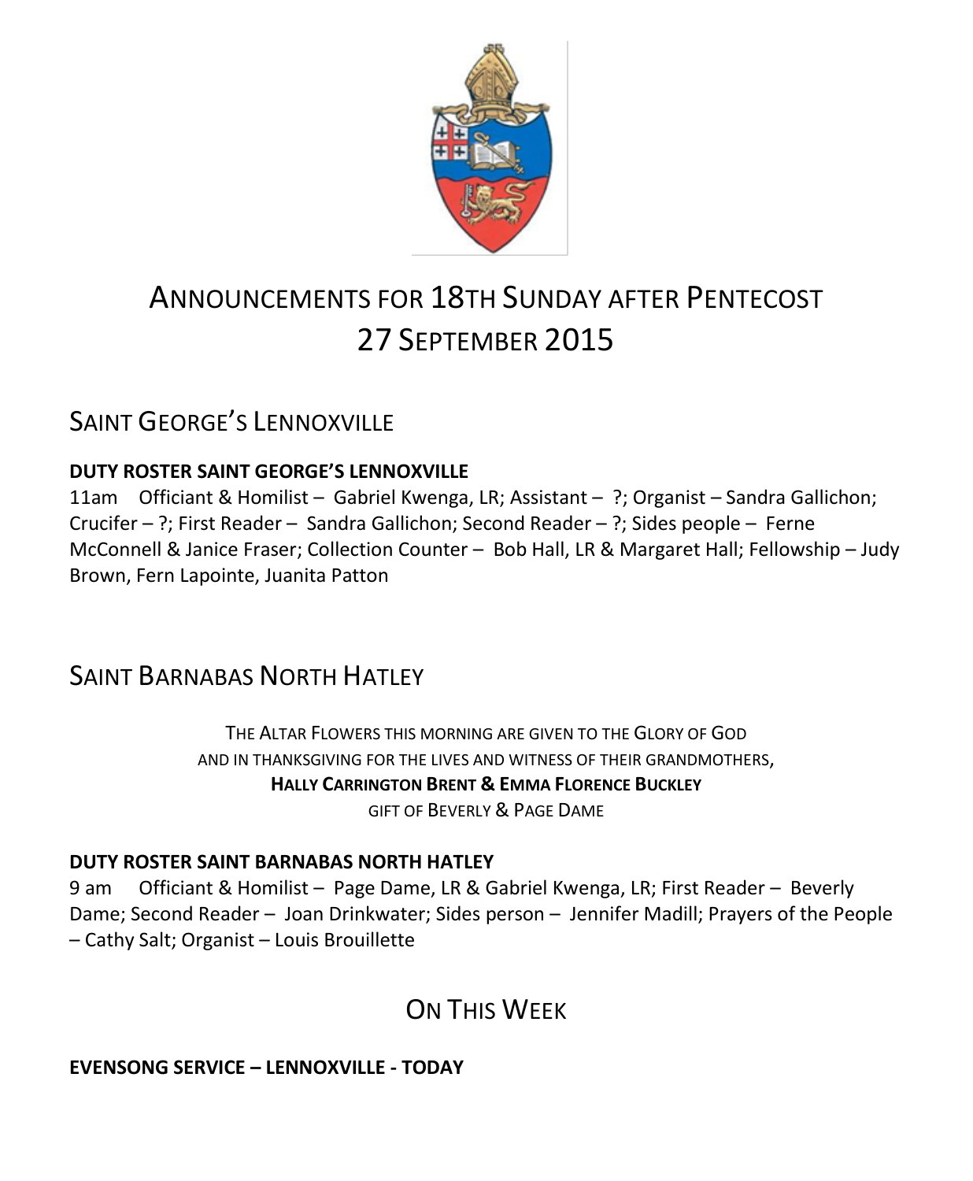# ANNOUNCEMENTS FOR 18TH SUNDAY AFTER PENTECOST 27 SEPTEMBER 2015

## SAINT GEORGE'S LENNOXVILLE

**DUTY ROSTER SAINT GEORGE'S LENNOXVILLE**

11am Officiant & Homilist – Gabriel Kwenga, LR; Assistant – ?; Organist – Sandra Gallichon; Crucifer – ?; First Reader – Sandra Gallichon; Second Reader – ?; Sides people – Ferne McConnell & Janice Fraser; Collection Counter – Bob Hall, LR & Margaret Hall; Fellowship – Judy Brown, Fern Lapointe, Juanita Patton

## SAINT BARNABAS NORTH HATLEY

THE ALTAR FLOWERS THIS MORNING ARE GIVEN TO THE GLORY OF GOD
AND IN THANKSGIVING FOR THE LIVES AND WITNESS OF THEIR GRANDMOTHERS,
**HALLY CARRINGTON BRENT & EMMA FLORENCE BUCKLEY**
GIFT OF BEVERLY & PAGE DAME

**DUTY ROSTER SAINT BARNABAS NORTH HATLEY**

9 am Officiant & Homilist – Page Dame, LR & Gabriel Kwenga, LR; First Reader – Beverly Dame; Second Reader – Joan Drinkwater; Sides person – Jennifer Madill; Prayers of the People – Cathy Salt; Organist – Louis Brouillette

## ON THIS WEEK

**EVENSONG SERVICE – LENNOXVILLE - TODAY**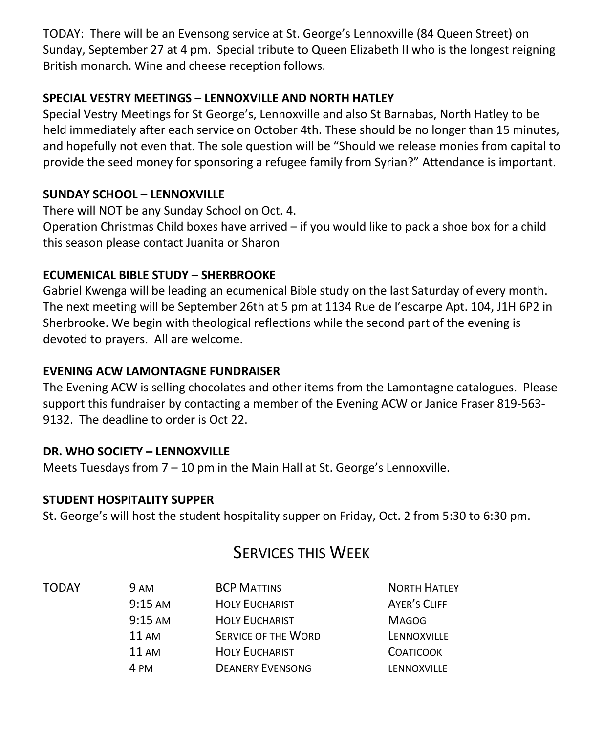TODAY: There will be an Evensong service at St. George's Lennoxville (84 Queen Street) on Sunday, September 27 at 4 pm. Special tribute to Queen Elizabeth II who is the longest reigning British monarch. Wine and cheese reception follows.

**SPECIAL VESTRY MEETINGS – LENNOXVILLE AND NORTH HATLEY**

Special Vestry Meetings for St George's, Lennoxville and also St Barnabas, North Hatley to be held immediately after each service on October 4th. These should be no longer than 15 minutes, and hopefully not even that. The sole question will be "Should we release monies from capital to provide the seed money for sponsoring a refugee family from Syrian?" Attendance is important.

**SUNDAY SCHOOL – LENNOXVILLE**

There will NOT be any Sunday School on Oct. 4.
Operation Christmas Child boxes have arrived – if you would like to pack a shoe box for a child this season please contact Juanita or Sharon

**ECUMENICAL BIBLE STUDY – SHERBROOKE**

Gabriel Kwenga will be leading an ecumenical Bible study on the last Saturday of every month. The next meeting will be September 26th at 5 pm at 1134 Rue de l'escarpe Apt. 104, J1H 6P2 in Sherbrooke. We begin with theological reflections while the second part of the evening is devoted to prayers. All are welcome.

**EVENING ACW LAMONTAGNE FUNDRAISER**

The Evening ACW is selling chocolates and other items from the Lamontagne catalogues. Please support this fundraiser by contacting a member of the Evening ACW or Janice Fraser 819-563-9132. The deadline to order is Oct 22.

**DR. WHO SOCIETY – LENNOXVILLE**

Meets Tuesdays from 7 – 10 pm in the Main Hall at St. George's Lennoxville.

**STUDENT HOSPITALITY SUPPER**

St. George's will host the student hospitality supper on Friday, Oct. 2 from 5:30 to 6:30 pm.

## Services this Week

| | | | |
|---|---|---|---|
| TODAY | 9 AM | BCP MATTINS | NORTH HATLEY |
| | 9:15 AM | HOLY EUCHARIST | AYER'S CLIFF |
| | 9:15 AM | HOLY EUCHARIST | MAGOG |
| | 11 AM | SERVICE OF THE WORD | LENNOXVILLE |
| | 11 AM | HOLY EUCHARIST | COATICOOK |
| | 4 PM | DEANERY EVENSONG | LENNOXVILLE |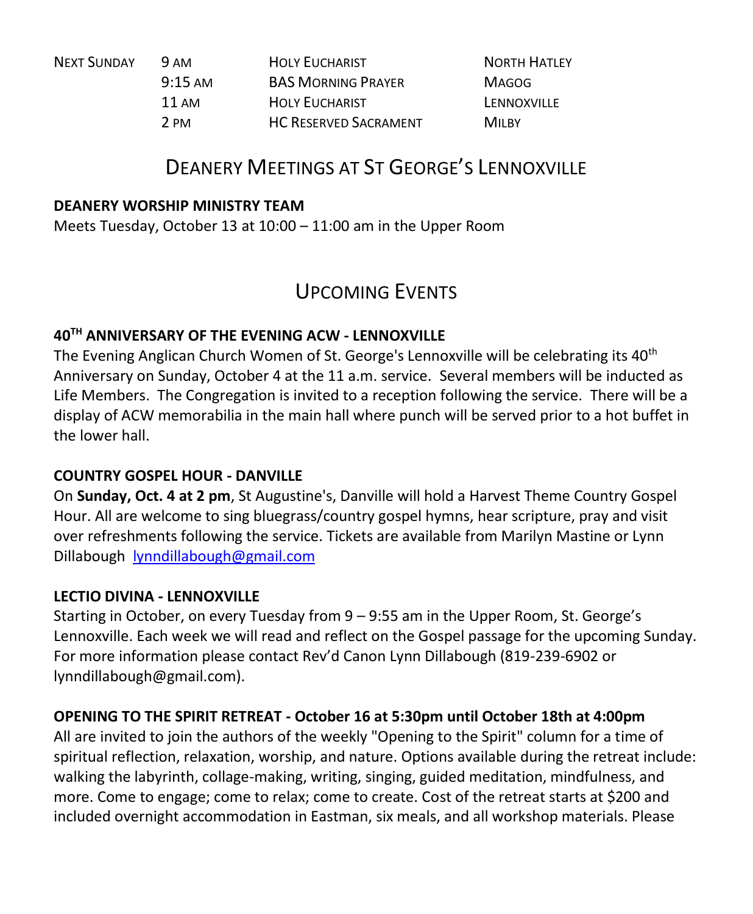| NEXT SUNDAY | 9 AM | HOLY EUCHARIST | NORTH HATLEY |
|---|---|---|---|
| | 9:15 AM | BAS MORNING PRAYER | MAGOG |
| | 11 AM | HOLY EUCHARIST | LENNOXVILLE |
| | 2 PM | HC RESERVED SACRAMENT | MILBY |

## DEANERY MEETINGS AT ST GEORGE'S LENNOXVILLE

**DEANERY WORSHIP MINISTRY TEAM**
Meets Tuesday, October 13 at 10:00 – 11:00 am in the Upper Room

## UPCOMING EVENTS

**40TH ANNIVERSARY OF THE EVENING ACW - LENNOXVILLE**
The Evening Anglican Church Women of St. George's Lennoxville will be celebrating its 40th Anniversary on Sunday, October 4 at the 11 a.m. service. Several members will be inducted as Life Members. The Congregation is invited to a reception following the service. There will be a display of ACW memorabilia in the main hall where punch will be served prior to a hot buffet in the lower hall.

**COUNTRY GOSPEL HOUR - DANVILLE**
On **Sunday, Oct. 4 at 2 pm**, St Augustine's, Danville will hold a Harvest Theme Country Gospel Hour. All are welcome to sing bluegrass/country gospel hymns, hear scripture, pray and visit over refreshments following the service. Tickets are available from Marilyn Mastine or Lynn Dillabough lynndillabough@gmail.com

**LECTIO DIVINA - LENNOXVILLE**
Starting in October, on every Tuesday from 9 – 9:55 am in the Upper Room, St. George's Lennoxville. Each week we will read and reflect on the Gospel passage for the upcoming Sunday. For more information please contact Rev'd Canon Lynn Dillabough (819-239-6902 or lynndillabough@gmail.com).

**OPENING TO THE SPIRIT RETREAT - October 16 at 5:30pm until October 18th at 4:00pm**
All are invited to join the authors of the weekly "Opening to the Spirit" column for a time of spiritual reflection, relaxation, worship, and nature. Options available during the retreat include: walking the labyrinth, collage-making, writing, singing, guided meditation, mindfulness, and more. Come to engage; come to relax; come to create. Cost of the retreat starts at $200 and included overnight accommodation in Eastman, six meals, and all workshop materials. Please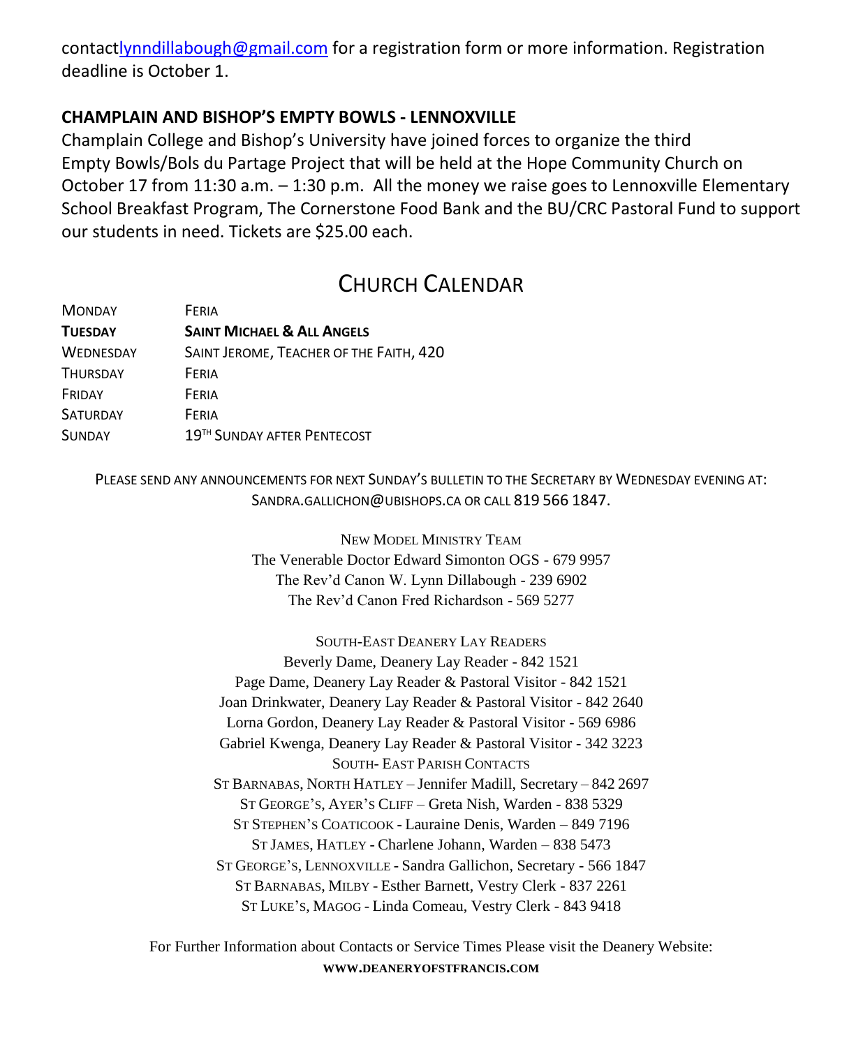contact[lynndillabough@gmail.com](mailto:lynndillabough@gmail.com) for a registration form or more information. Registration deadline is October 1.

**CHAMPLAIN AND BISHOP'S EMPTY BOWLS - LENNOXVILLE**

Champlain College and Bishop's University have joined forces to organize the third Empty Bowls/Bols du Partage Project that will be held at the Hope Community Church on October 17 from 11:30 a.m. – 1:30 p.m. All the money we raise goes to Lennoxville Elementary School Breakfast Program, The Cornerstone Food Bank and the BU/CRC Pastoral Fund to support our students in need. Tickets are $25.00 each.

# CHURCH CALENDAR

| | |
|---|---|
| MONDAY | FERIA |
| **TUESDAY** | **SAINT MICHAEL & ALL ANGELS** |
| WEDNESDAY | SAINT JEROME, TEACHER OF THE FAITH, 420 |
| THURSDAY | FERIA |
| FRIDAY | FERIA |
| SATURDAY | FERIA |
| SUNDAY | 19TH SUNDAY AFTER PENTECOST |

PLEASE SEND ANY ANNOUNCEMENTS FOR NEXT SUNDAY'S BULLETIN TO THE SECRETARY BY WEDNESDAY EVENING AT: SANDRA.GALLICHON@UBISHOPS.CA OR CALL 819 566 1847.

NEW MODEL MINISTRY TEAM

The Venerable Doctor Edward Simonton OGS - 679 9957
The Rev'd Canon W. Lynn Dillabough - 239 6902
The Rev'd Canon Fred Richardson - 569 5277

SOUTH-EAST DEANERY LAY READERS

Beverly Dame, Deanery Lay Reader - 842 1521
Page Dame, Deanery Lay Reader & Pastoral Visitor - 842 1521
Joan Drinkwater, Deanery Lay Reader & Pastoral Visitor - 842 2640
Lorna Gordon, Deanery Lay Reader & Pastoral Visitor - 569 6986
Gabriel Kwenga, Deanery Lay Reader & Pastoral Visitor - 342 3223

SOUTH- EAST PARISH CONTACTS

ST BARNABAS, NORTH HATLEY – Jennifer Madill, Secretary – 842 2697
ST GEORGE'S, AYER'S CLIFF – Greta Nish, Warden - 838 5329
ST STEPHEN'S COATICOOK - Lauraine Denis, Warden – 849 7196
ST JAMES, HATLEY - Charlene Johann, Warden – 838 5473
ST GEORGE'S, LENNOXVILLE - Sandra Gallichon, Secretary - 566 1847
ST BARNABAS, MILBY - Esther Barnett, Vestry Clerk - 837 2261
ST LUKE'S, MAGOG - Linda Comeau, Vestry Clerk - 843 9418

For Further Information about Contacts or Service Times Please visit the Deanery Website:
**WWW.DEANERYOFSTFRANCIS.COM**